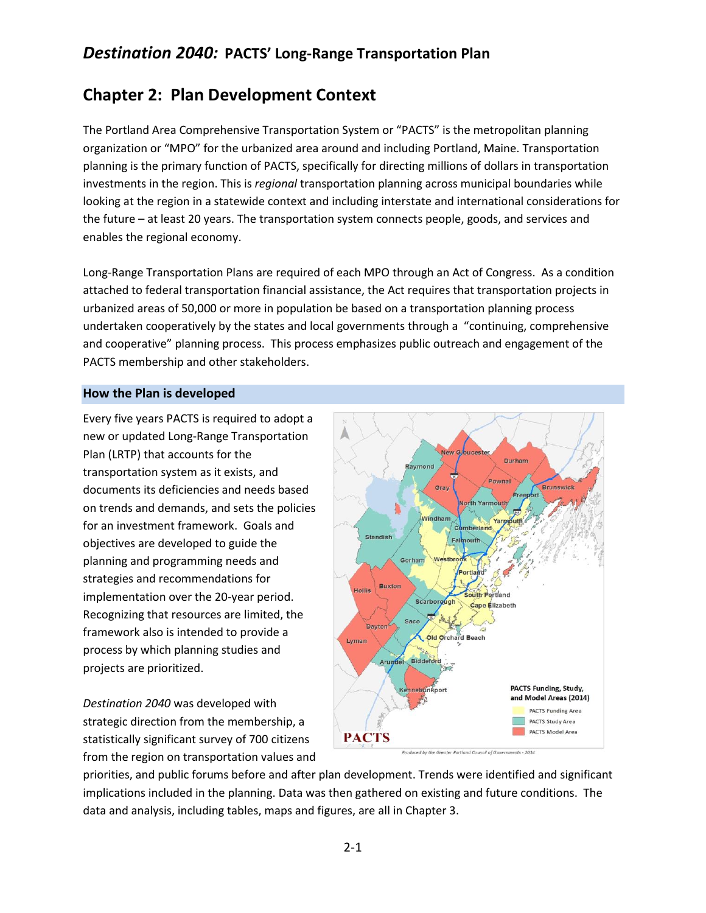# *Destination 2040:* PACTS' Long-Range Transportation Plan

## Chapter 2: Plan Development Context

The Portland Area Comprehensive Transportation System or "PACTS" is the metropolitan planning organization or "MPO" for the urbanized area around and including Portland, Maine. Transportation planning is the primary function of PACTS, specifically for directing millions of dollars in transportation investments in the region. This is *regional* transportation planning across municipal boundaries while looking at the region in a statewide context and including interstate and international considerations for the future – at least 20 years. The transportation system connects people, goods, and services and enables the regional economy.

Long-Range Transportation Plans are required of each MPO through an Act of Congress. As a condition attached to federal transportation financial assistance, the Act requires that transportation projects in urbanized areas of 50,000 or more in population be based on a transportation planning process undertaken cooperatively by the states and local governments through a "continuing, comprehensive and cooperative" planning process. This process emphasizes public outreach and engagement of the PACTS membership and other stakeholders.

### How the Plan is developed

Every five years PACTS is required to adopt a new or updated Long-Range Transportation Plan (LRTP) that accounts for the transportation system as it exists, and documents its deficiencies and needs based on trends and demands, and sets the policies for an investment framework. Goals and objectives are developed to guide the planning and programming needs and strategies and recommendations for implementation over the 20-year period. Recognizing that resources are limited, the framework also is intended to provide a process by which planning studies and projects are prioritized.

*Destination 2040* was developed with strategic direction from the membership, a statistically significant survey of 700 citizens from the region on transportation values and priorities, and public forums before and after plan development. Trends were identified and significant implications included in the planning. Data was then gathered on existing and future conditions. The data and analysis, including tables, maps and figures, are all in Chapter 3.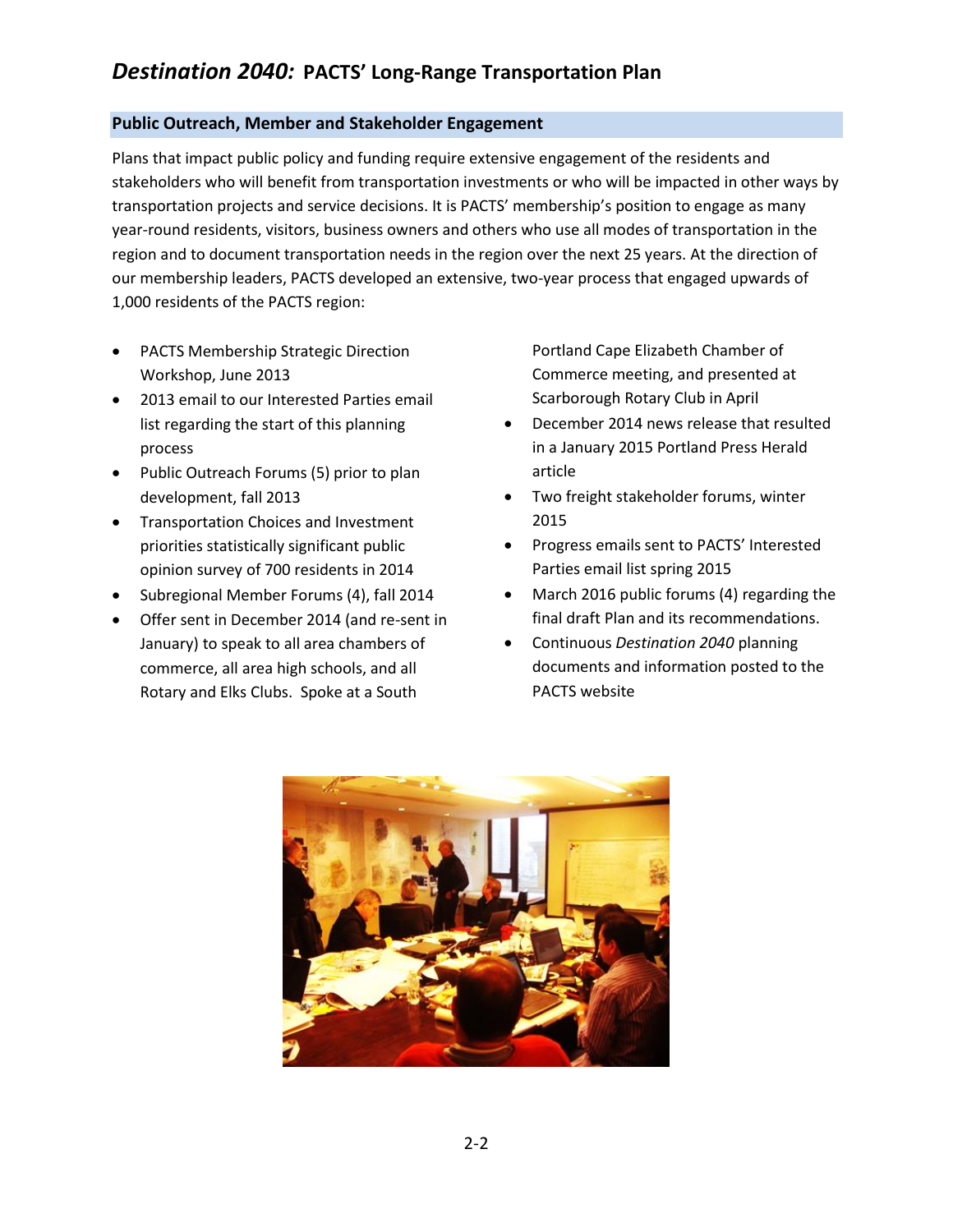## Public Outreach, Member and Stakeholder Engagement

Plans that impact public policy and funding require extensive engagement of the residents and stakeholders who will benefit from transportation investments or who will be impacted in other ways by transportation projects and service decisions. It is PACTS' membership's position to engage as many year-round residents, visitors, business owners and others who use all modes of transportation in the region and to document transportation needs in the region over the next 25 years. At the direction of our membership leaders, PACTS developed an extensive, two-year process that engaged upwards of 1,000 residents of the PACTS region:

- PACTS Membership Strategic Direction Workshop, June 2013
- 2013 email to our Interested Parties email list regarding the start of this planning process
- Public Outreach Forums (5) prior to plan development, fall 2013
- Transportation Choices and Investment priorities statistically significant public opinion survey of 700 residents in 2014
- Subregional Member Forums (4), fall 2014
- Offer sent in December 2014 (and re-sent in January) to speak to all area chambers of commerce, all area high schools, and all Rotary and Elks Clubs. Spoke at a South Portland Cape Elizabeth Chamber of Commerce meeting, and presented at Scarborough Rotary Club in April
- December 2014 news release that resulted in a January 2015 Portland Press Herald article
- Two freight stakeholder forums, winter 2015
- Progress emails sent to PACTS' Interested Parties email list spring 2015
- March 2016 public forums (4) regarding the final draft Plan and its recommendations.
- Continuous *Destination 2040* planning documents and information posted to the PACTS website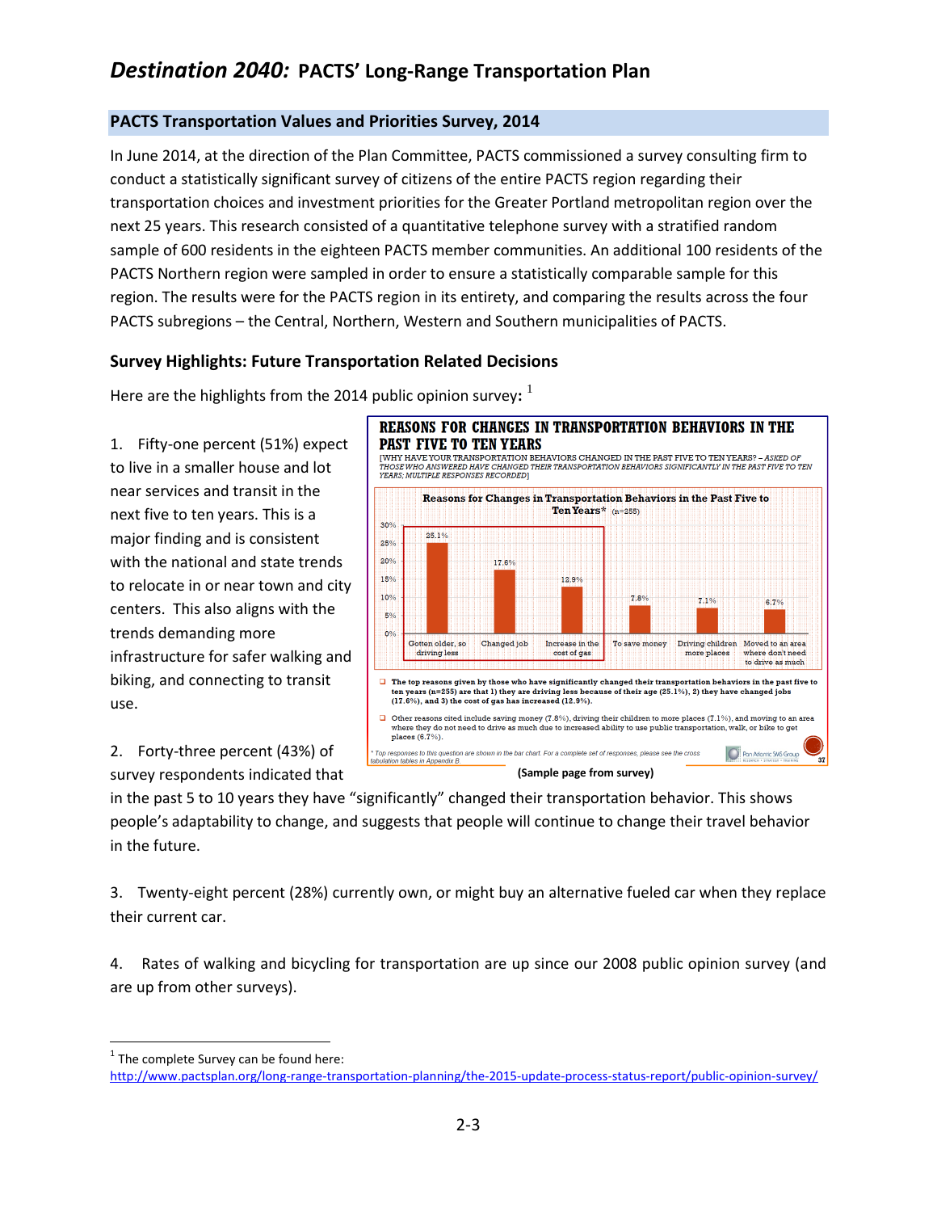# *Destination 2040:* PACTS' Long-Range Transportation Plan

## PACTS Transportation Values and Priorities Survey, 2014

In June 2014, at the direction of the Plan Committee, PACTS commissioned a survey consulting firm to conduct a statistically significant survey of citizens of the entire PACTS region regarding their transportation choices and investment priorities for the Greater Portland metropolitan region over the next 25 years. This research consisted of a quantitative telephone survey with a stratified random sample of 600 residents in the eighteen PACTS member communities. An additional 100 residents of the PACTS Northern region were sampled in order to ensure a statistically comparable sample for this region. The results were for the PACTS region in its entirety, and comparing the results across the four PACTS subregions – the Central, Northern, Western and Southern municipalities of PACTS.

### Survey Highlights: Future Transportation Related Decisions

Here are the highlights from the 2014 public opinion survey:[1]

1. Fifty-one percent (51%) expect to live in a smaller house and lot near services and transit in the next five to ten years. This is a major finding and is consistent with the national and state trends to relocate in or near town and city centers. This also aligns with the trends demanding more infrastructure for safer walking and biking, and connecting to transit use.

2. Forty-three percent (43%) of survey respondents indicated that in the past 5 to 10 years they have "significantly" changed their transportation behavior. This shows people's adaptability to change, and suggests that people will continue to change their travel behavior in the future.

3. Twenty-eight percent (28%) currently own, or might buy an alternative fueled car when they replace their current car.

4. Rates of walking and bicycling for transportation are up since our 2008 public opinion survey (and are up from other surveys).

**REASONS FOR CHANGES IN TRANSPORTATION BEHAVIORS IN THE PAST FIVE TO TEN YEARS**

[WHY HAVE YOUR TRANSPORTATION BEHAVIORS CHANGED IN THE PAST FIVE TO TEN YEARS? – *ASKED OF THOSE WHO ANSWERED HAVE CHANGED THEIR TRANSPORTATION BEHAVIORS SIGNIFICANTLY IN THE PAST FIVE TO TEN YEARS; MULTIPLE RESPONSES RECORDED*]

Reasons for Changes in Transportation Behaviors in the Past Five to Ten Years* (n=255)

| Reason | Percent |
|---|---|
| Gotten older, so driving less | 25.1% |
| Changed job | 17.6% |
| Increase in the cost of gas | 12.9% |
| To save money | 7.8% |
| Driving children more places | 7.1% |
| Moved to an area where don't need to drive as much | 6.7% |

- The top reasons given by those who have significantly changed their transportation behaviors in the past five to ten years (n=255) are that 1) they are driving less because of their age (25.1%), 2) they have changed jobs (17.6%), and 3) the cost of gas has increased (12.9%).
- Other reasons cited include saving money (7.8%), driving their children to more places (7.1%), and moving to an area where they do not need to drive as much due to increased ability to use public transportation, walk, or bike to get places (6.7%).

*\* Top responses to this question are shown in the bar chart. For a complete set of responses, please see the cross tabulation tables in Appendix B.*

**(Sample page from survey)**

---

[1] The complete Survey can be found here: http://www.pactsplan.org/long-range-transportation-planning/the-2015-update-process-status-report/public-opinion-survey/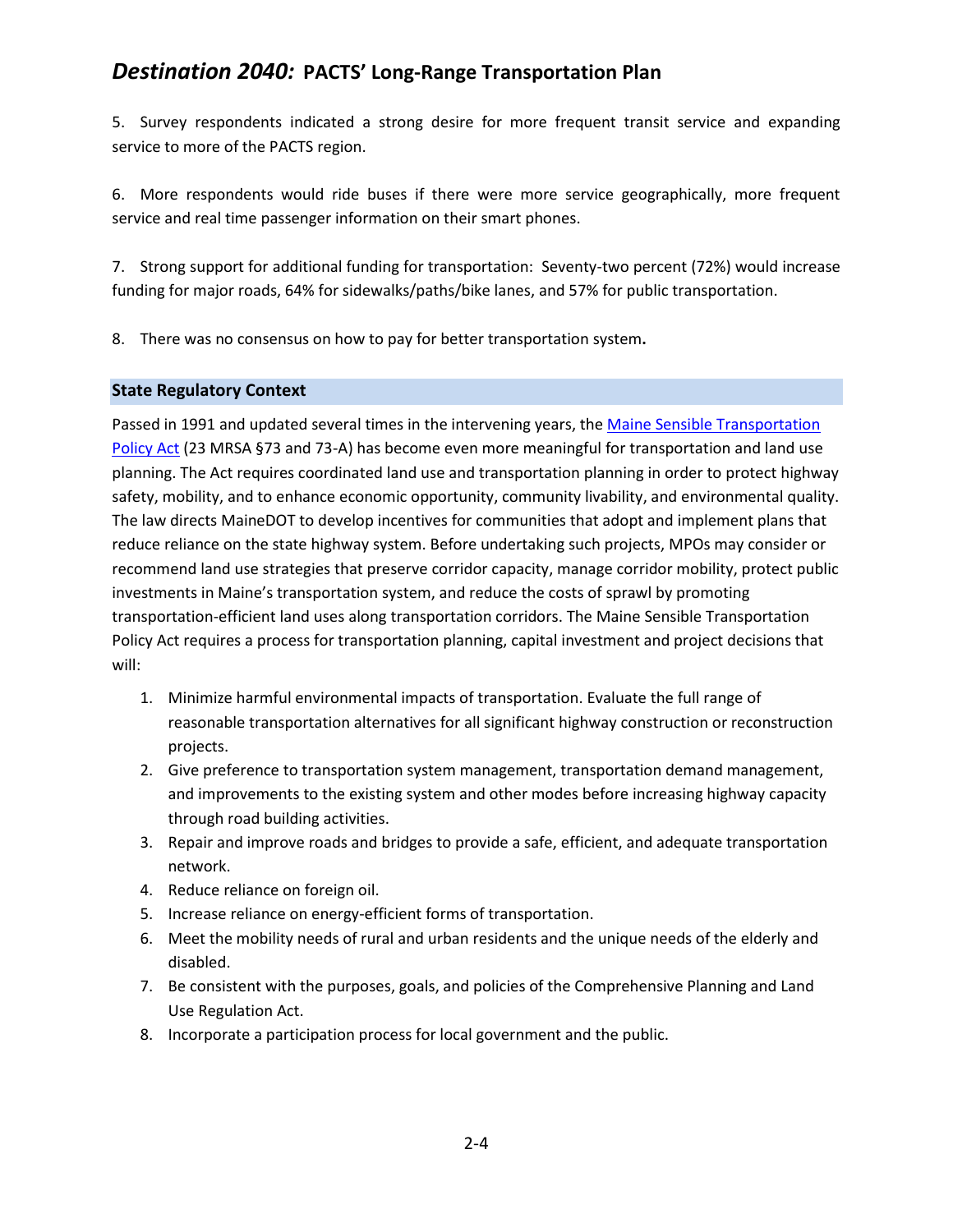5. Survey respondents indicated a strong desire for more frequent transit service and expanding service to more of the PACTS region.

6. More respondents would ride buses if there were more service geographically, more frequent service and real time passenger information on their smart phones.

7. Strong support for additional funding for transportation: Seventy-two percent (72%) would increase funding for major roads, 64% for sidewalks/paths/bike lanes, and 57% for public transportation.

8. There was no consensus on how to pay for better transportation system**.**

## State Regulatory Context

Passed in 1991 and updated several times in the intervening years, the Maine Sensible Transportation Policy Act (23 MRSA §73 and 73-A) has become even more meaningful for transportation and land use planning. The Act requires coordinated land use and transportation planning in order to protect highway safety, mobility, and to enhance economic opportunity, community livability, and environmental quality. The law directs MaineDOT to develop incentives for communities that adopt and implement plans that reduce reliance on the state highway system. Before undertaking such projects, MPOs may consider or recommend land use strategies that preserve corridor capacity, manage corridor mobility, protect public investments in Maine's transportation system, and reduce the costs of sprawl by promoting transportation-efficient land uses along transportation corridors. The Maine Sensible Transportation Policy Act requires a process for transportation planning, capital investment and project decisions that will:

1. Minimize harmful environmental impacts of transportation. Evaluate the full range of reasonable transportation alternatives for all significant highway construction or reconstruction projects.
2. Give preference to transportation system management, transportation demand management, and improvements to the existing system and other modes before increasing highway capacity through road building activities.
3. Repair and improve roads and bridges to provide a safe, efficient, and adequate transportation network.
4. Reduce reliance on foreign oil.
5. Increase reliance on energy-efficient forms of transportation.
6. Meet the mobility needs of rural and urban residents and the unique needs of the elderly and disabled.
7. Be consistent with the purposes, goals, and policies of the Comprehensive Planning and Land Use Regulation Act.
8. Incorporate a participation process for local government and the public.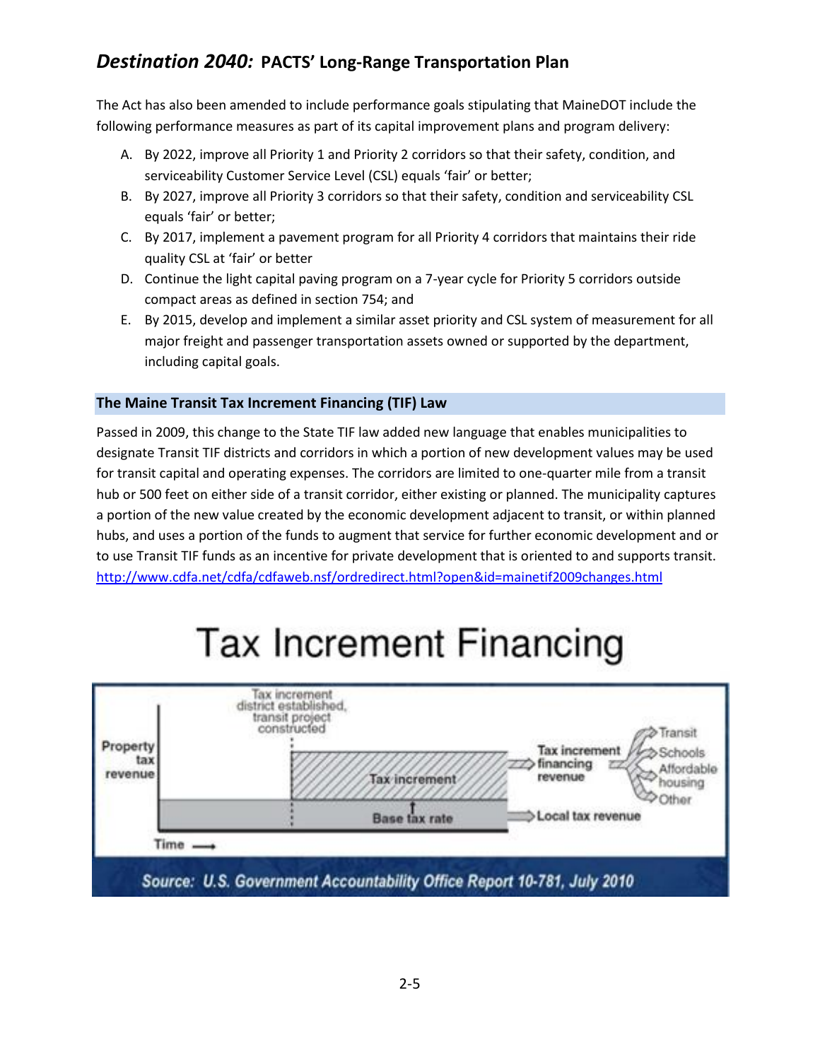The Act has also been amended to include performance goals stipulating that MaineDOT include the following performance measures as part of its capital improvement plans and program delivery:

A. By 2022, improve all Priority 1 and Priority 2 corridors so that their safety, condition, and serviceability Customer Service Level (CSL) equals 'fair' or better;
B. By 2027, improve all Priority 3 corridors so that their safety, condition and serviceability CSL equals 'fair' or better;
C. By 2017, implement a pavement program for all Priority 4 corridors that maintains their ride quality CSL at 'fair' or better
D. Continue the light capital paving program on a 7-year cycle for Priority 5 corridors outside compact areas as defined in section 754; and
E. By 2015, develop and implement a similar asset priority and CSL system of measurement for all major freight and passenger transportation assets owned or supported by the department, including capital goals.

### The Maine Transit Tax Increment Financing (TIF) Law

Passed in 2009, this change to the State TIF law added new language that enables municipalities to designate Transit TIF districts and corridors in which a portion of new development values may be used for transit capital and operating expenses. The corridors are limited to one-quarter mile from a transit hub or 500 feet on either side of a transit corridor, either existing or planned. The municipality captures a portion of the new value created by the economic development adjacent to transit, or within planned hubs, and uses a portion of the funds to augment that service for further economic development and or to use Transit TIF funds as an incentive for private development that is oriented to and supports transit. http://www.cdfa.net/cdfa/cdfaweb.nsf/ordredirect.html?open&id=mainetif2009changes.html

**Tax Increment Financing**

Source: U.S. Government Accountability Office Report 10-781, July 2010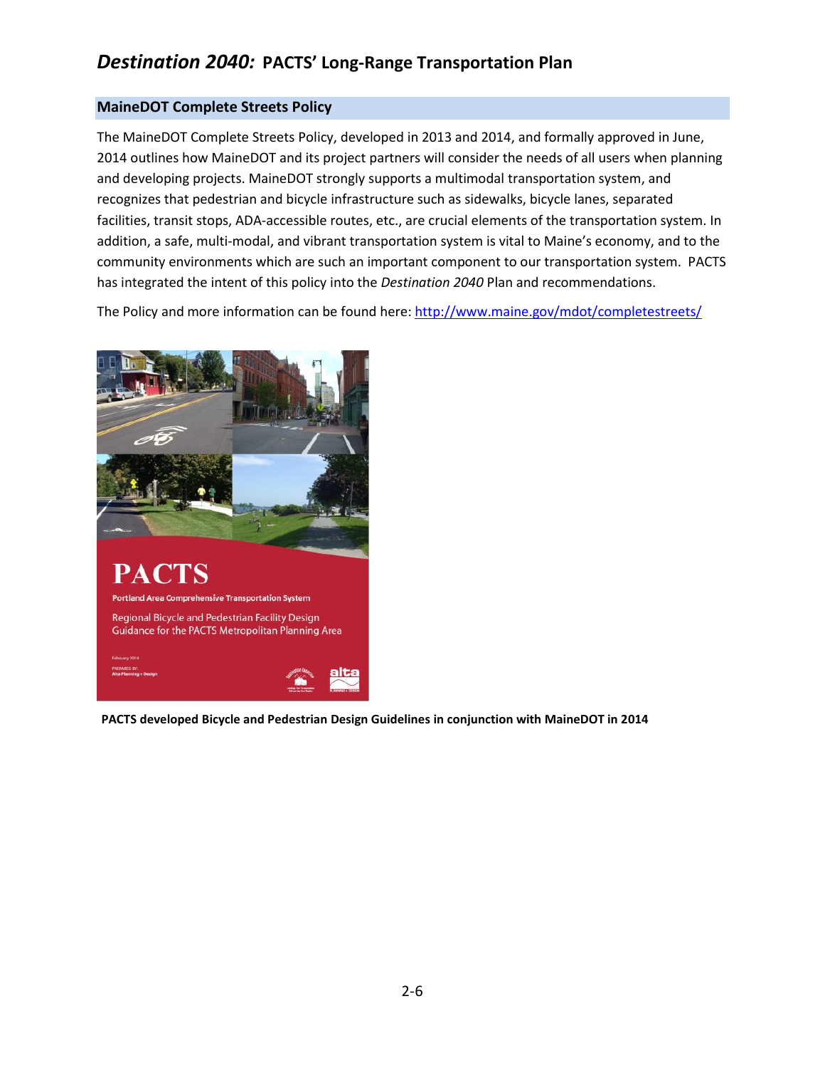## MaineDOT Complete Streets Policy

The MaineDOT Complete Streets Policy, developed in 2013 and 2014, and formally approved in June, 2014 outlines how MaineDOT and its project partners will consider the needs of all users when planning and developing projects. MaineDOT strongly supports a multimodal transportation system, and recognizes that pedestrian and bicycle infrastructure such as sidewalks, bicycle lanes, separated facilities, transit stops, ADA-accessible routes, etc., are crucial elements of the transportation system. In addition, a safe, multi-modal, and vibrant transportation system is vital to Maine's economy, and to the community environments which are such an important component to our transportation system. PACTS has integrated the intent of this policy into the *Destination 2040* Plan and recommendations.

The Policy and more information can be found here: http://www.maine.gov/mdot/completestreets/

**PACTS developed Bicycle and Pedestrian Design Guidelines in conjunction with MaineDOT in 2014**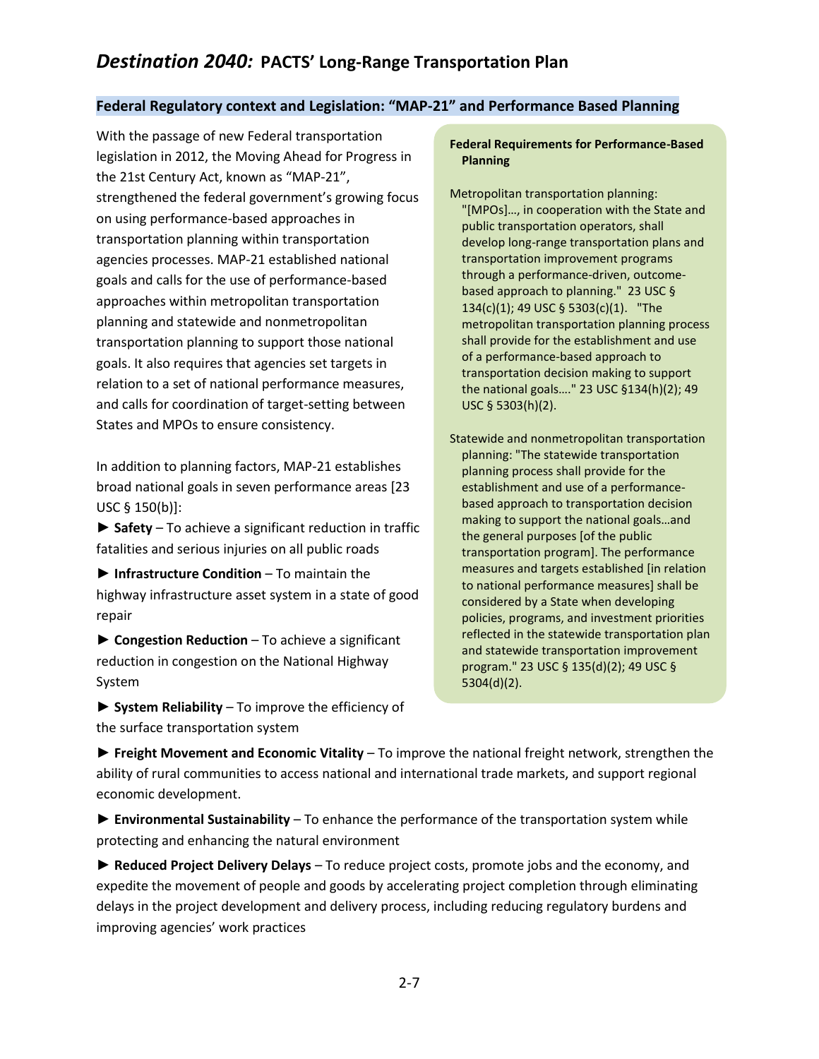# *Destination 2040:* PACTS' Long-Range Transportation Plan

## Federal Regulatory context and Legislation: "MAP-21" and Performance Based Planning

With the passage of new Federal transportation legislation in 2012, the Moving Ahead for Progress in the 21st Century Act, known as "MAP-21", strengthened the federal government's growing focus on using performance-based approaches in transportation planning within transportation agencies processes. MAP-21 established national goals and calls for the use of performance-based approaches within metropolitan transportation planning and statewide and nonmetropolitan transportation planning to support those national goals. It also requires that agencies set targets in relation to a set of national performance measures, and calls for coordination of target-setting between States and MPOs to ensure consistency.

In addition to planning factors, MAP-21 establishes broad national goals in seven performance areas [23 USC § 150(b)]:

► **Safety** – To achieve a significant reduction in traffic fatalities and serious injuries on all public roads

► **Infrastructure Condition** – To maintain the highway infrastructure asset system in a state of good repair

► **Congestion Reduction** – To achieve a significant reduction in congestion on the National Highway System

► **System Reliability** – To improve the efficiency of the surface transportation system

► **Freight Movement and Economic Vitality** – To improve the national freight network, strengthen the ability of rural communities to access national and international trade markets, and support regional economic development.

► **Environmental Sustainability** – To enhance the performance of the transportation system while protecting and enhancing the natural environment

► **Reduced Project Delivery Delays** – To reduce project costs, promote jobs and the economy, and expedite the movement of people and goods by accelerating project completion through eliminating delays in the project development and delivery process, including reducing regulatory burdens and improving agencies' work practices

**Federal Requirements for Performance-Based Planning**

Metropolitan transportation planning: "[MPOs]…, in cooperation with the State and public transportation operators, shall develop long-range transportation plans and transportation improvement programs through a performance-driven, outcome-based approach to planning." 23 USC § 134(c)(1); 49 USC § 5303(c)(1). "The metropolitan transportation planning process shall provide for the establishment and use of a performance-based approach to transportation decision making to support the national goals…." 23 USC §134(h)(2); 49 USC § 5303(h)(2).

Statewide and nonmetropolitan transportation planning: "The statewide transportation planning process shall provide for the establishment and use of a performance-based approach to transportation decision making to support the national goals…and the general purposes [of the public transportation program]. The performance measures and targets established [in relation to national performance measures] shall be considered by a State when developing policies, programs, and investment priorities reflected in the statewide transportation plan and statewide transportation improvement program." 23 USC § 135(d)(2); 49 USC § 5304(d)(2).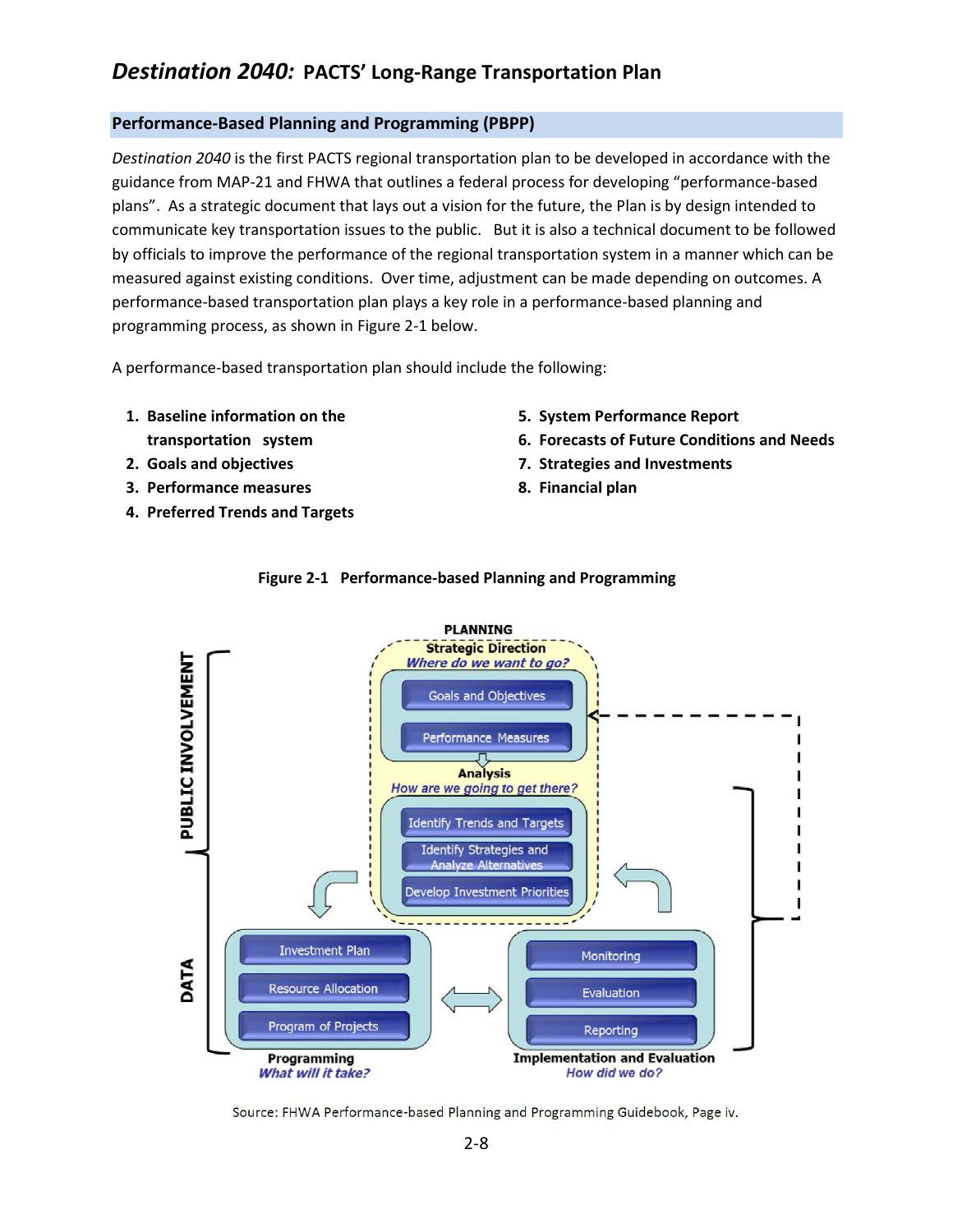## Performance-Based Planning and Programming (PBPP)

*Destination 2040* is the first PACTS regional transportation plan to be developed in accordance with the guidance from MAP-21 and FHWA that outlines a federal process for developing "performance-based plans". As a strategic document that lays out a vision for the future, the Plan is by design intended to communicate key transportation issues to the public. But it is also a technical document to be followed by officials to improve the performance of the regional transportation system in a manner which can be measured against existing conditions. Over time, adjustment can be made depending on outcomes. A performance-based transportation plan plays a key role in a performance-based planning and programming process, as shown in Figure 2-1 below.

A performance-based transportation plan should include the following:

1. **Baseline information on the transportation system**
2. **Goals and objectives**
3. **Performance measures**
4. **Preferred Trends and Targets**
5. **System Performance Report**
6. **Forecasts of Future Conditions and Needs**
7. **Strategies and Investments**
8. **Financial plan**

**Figure 2-1 Performance-based Planning and Programming**

PLANNING

Strategic Direction
*Where do we want to go?*
- Goals and Objectives
- Performance Measures

Analysis
*How are we going to get there?*
- Identify Trends and Targets
- Identify Strategies and Analyze Alternatives
- Develop Investment Priorities

Programming
*What will it take?*
- Investment Plan
- Resource Allocation
- Program of Projects

Implementation and Evaluation
*How did we do?*
- Monitoring
- Evaluation
- Reporting

PUBLIC INVOLVEMENT

DATA

Source: FHWA Performance-based Planning and Programming Guidebook, Page iv.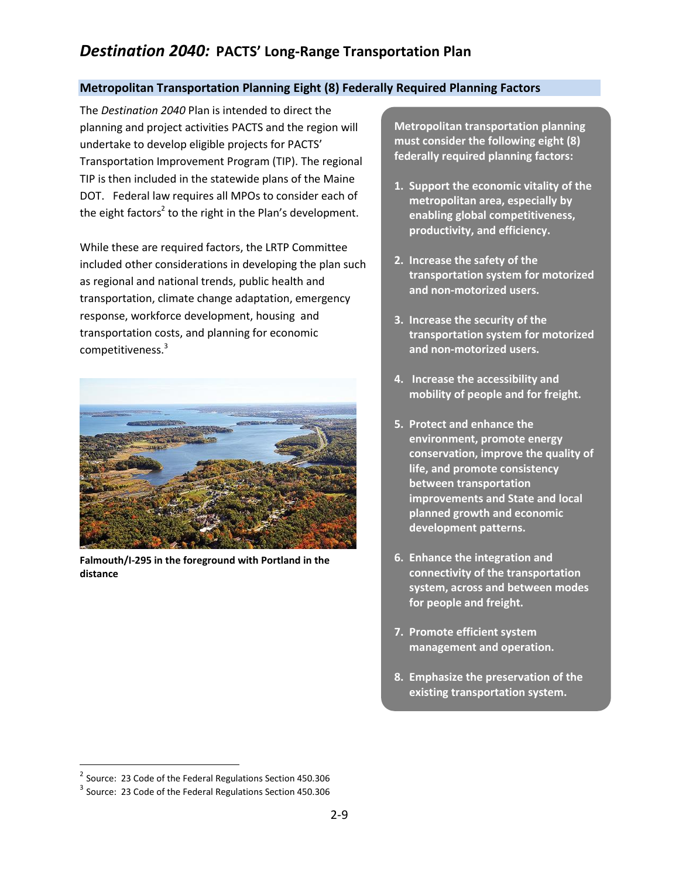## Metropolitan Transportation Planning Eight (8) Federally Required Planning Factors

The *Destination 2040* Plan is intended to direct the planning and project activities PACTS and the region will undertake to develop eligible projects for PACTS' Transportation Improvement Program (TIP). The regional TIP is then included in the statewide plans of the Maine DOT. Federal law requires all MPOs to consider each of the eight factors[2] to the right in the Plan's development.

While these are required factors, the LRTP Committee included other considerations in developing the plan such as regional and national trends, public health and transportation, climate change adaptation, emergency response, workforce development, housing and transportation costs, and planning for economic competitiveness.[3]

**Falmouth/I-295 in the foreground with Portland in the distance**

**Metropolitan transportation planning must consider the following eight (8) federally required planning factors:**

1. **Support the economic vitality of the metropolitan area, especially by enabling global competitiveness, productivity, and efficiency.**
2. **Increase the safety of the transportation system for motorized and non-motorized users.**
3. **Increase the security of the transportation system for motorized and non-motorized users.**
4. **Increase the accessibility and mobility of people and for freight.**
5. **Protect and enhance the environment, promote energy conservation, improve the quality of life, and promote consistency between transportation improvements and State and local planned growth and economic development patterns.**
6. **Enhance the integration and connectivity of the transportation system, across and between modes for people and freight.**
7. **Promote efficient system management and operation.**
8. **Emphasize the preservation of the existing transportation system.**

---

[2] Source: 23 Code of the Federal Regulations Section 450.306

[3] Source: 23 Code of the Federal Regulations Section 450.306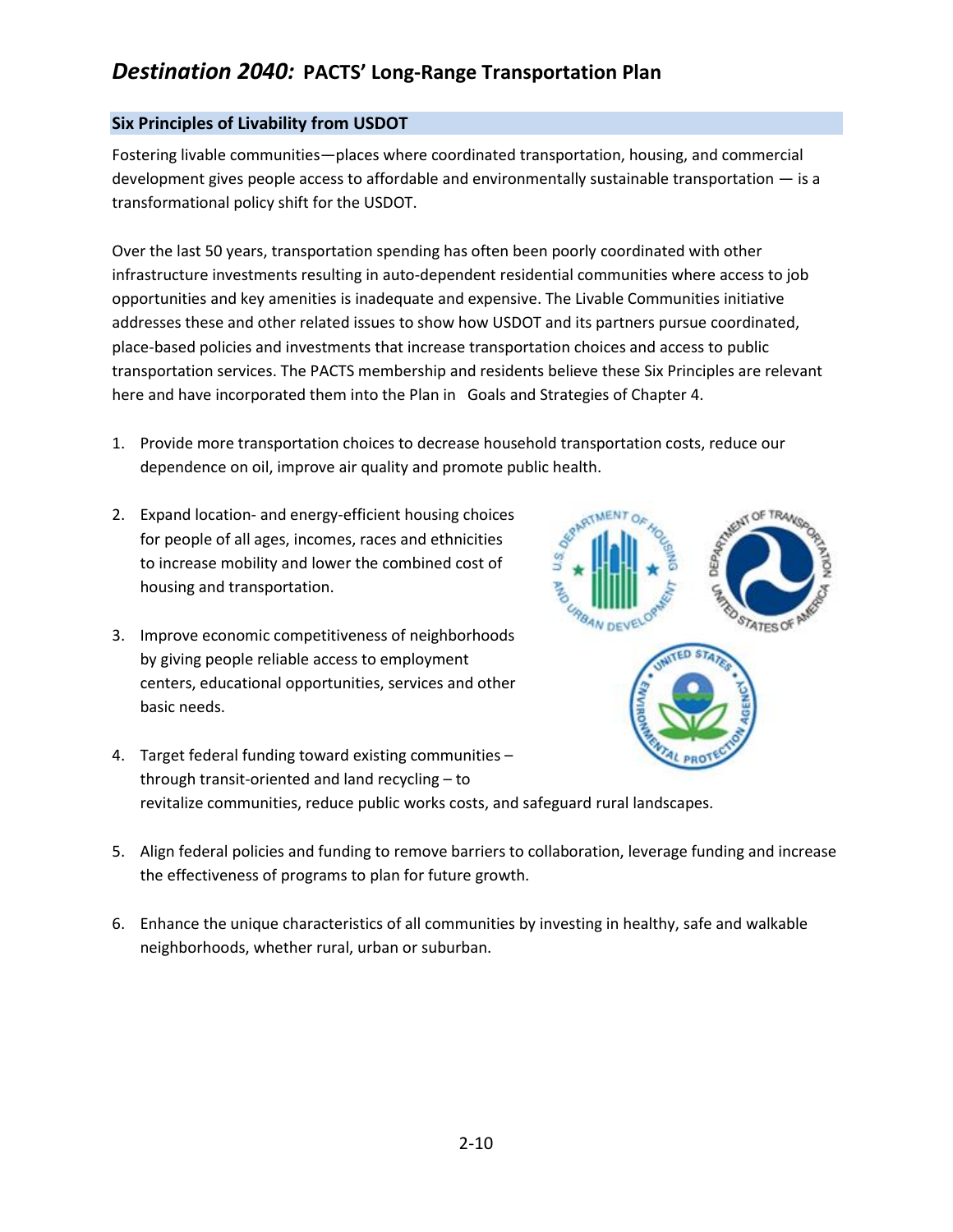## Six Principles of Livability from USDOT

Fostering livable communities—places where coordinated transportation, housing, and commercial development gives people access to affordable and environmentally sustainable transportation — is a transformational policy shift for the USDOT.

Over the last 50 years, transportation spending has often been poorly coordinated with other infrastructure investments resulting in auto-dependent residential communities where access to job opportunities and key amenities is inadequate and expensive. The Livable Communities initiative addresses these and other related issues to show how USDOT and its partners pursue coordinated, place-based policies and investments that increase transportation choices and access to public transportation services. The PACTS membership and residents believe these Six Principles are relevant here and have incorporated them into the Plan in Goals and Strategies of Chapter 4.

1. Provide more transportation choices to decrease household transportation costs, reduce our dependence on oil, improve air quality and promote public health.

2. Expand location- and energy-efficient housing choices for people of all ages, incomes, races and ethnicities to increase mobility and lower the combined cost of housing and transportation.

3. Improve economic competitiveness of neighborhoods by giving people reliable access to employment centers, educational opportunities, services and other basic needs.

4. Target federal funding toward existing communities – through transit-oriented and land recycling – to revitalize communities, reduce public works costs, and safeguard rural landscapes.

5. Align federal policies and funding to remove barriers to collaboration, leverage funding and increase the effectiveness of programs to plan for future growth.

6. Enhance the unique characteristics of all communities by investing in healthy, safe and walkable neighborhoods, whether rural, urban or suburban.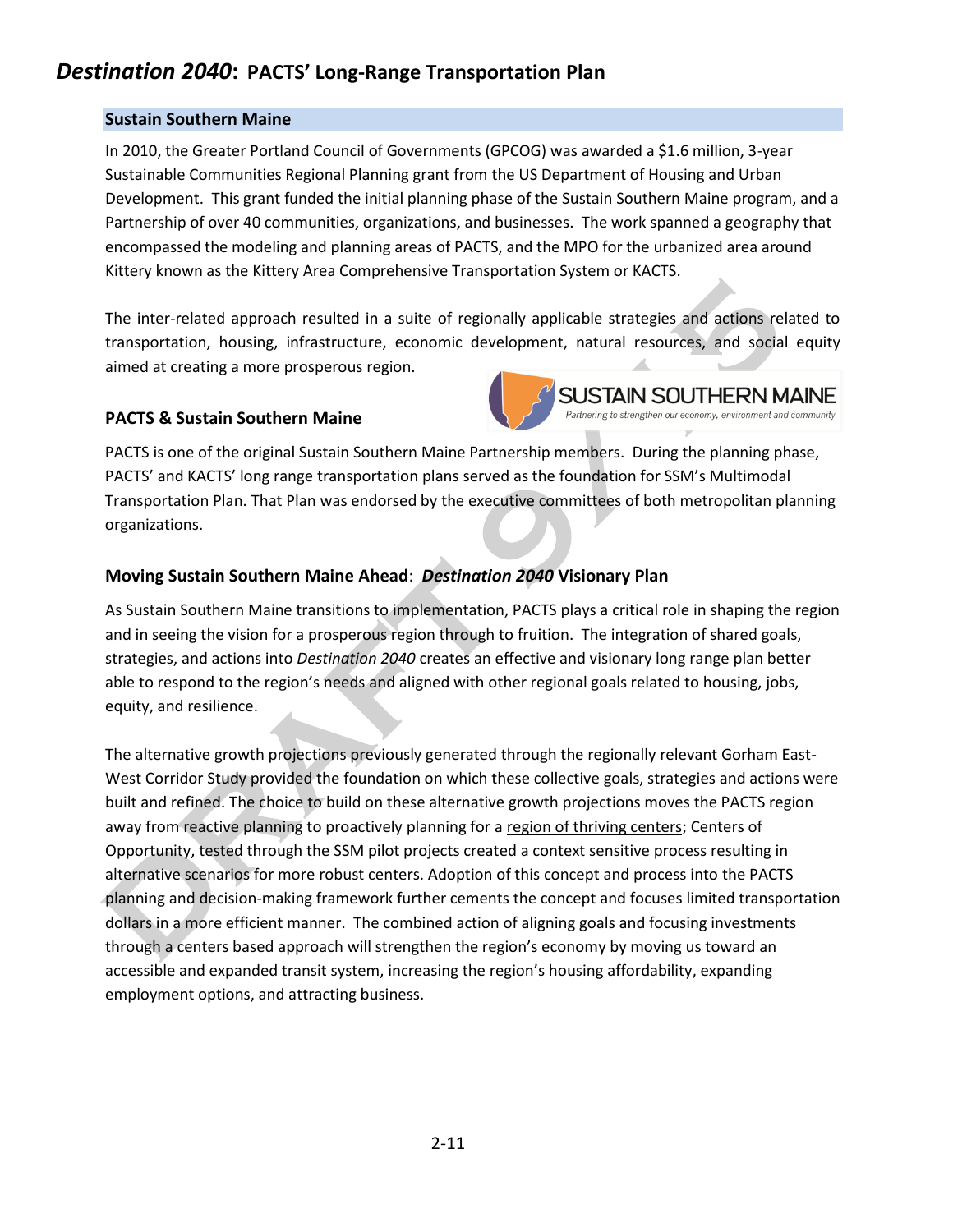## Sustain Southern Maine

In 2010, the Greater Portland Council of Governments (GPCOG) was awarded a $1.6 million, 3-year Sustainable Communities Regional Planning grant from the US Department of Housing and Urban Development. This grant funded the initial planning phase of the Sustain Southern Maine program, and a Partnership of over 40 communities, organizations, and businesses. The work spanned a geography that encompassed the modeling and planning areas of PACTS, and the MPO for the urbanized area around Kittery known as the Kittery Area Comprehensive Transportation System or KACTS.

The inter-related approach resulted in a suite of regionally applicable strategies and actions related to transportation, housing, infrastructure, economic development, natural resources, and social equity aimed at creating a more prosperous region.

### PACTS & Sustain Southern Maine

PACTS is one of the original Sustain Southern Maine Partnership members. During the planning phase, PACTS' and KACTS' long range transportation plans served as the foundation for SSM's Multimodal Transportation Plan. That Plan was endorsed by the executive committees of both metropolitan planning organizations.

### Moving Sustain Southern Maine Ahead: *Destination 2040* Visionary Plan

As Sustain Southern Maine transitions to implementation, PACTS plays a critical role in shaping the region and in seeing the vision for a prosperous region through to fruition. The integration of shared goals, strategies, and actions into *Destination 2040* creates an effective and visionary long range plan better able to respond to the region's needs and aligned with other regional goals related to housing, jobs, equity, and resilience.

The alternative growth projections previously generated through the regionally relevant Gorham East-West Corridor Study provided the foundation on which these collective goals, strategies and actions were built and refined. The choice to build on these alternative growth projections moves the PACTS region away from reactive planning to proactively planning for a region of thriving centers; Centers of Opportunity, tested through the SSM pilot projects created a context sensitive process resulting in alternative scenarios for more robust centers. Adoption of this concept and process into the PACTS planning and decision-making framework further cements the concept and focuses limited transportation dollars in a more efficient manner. The combined action of aligning goals and focusing investments through a centers based approach will strengthen the region's economy by moving us toward an accessible and expanded transit system, increasing the region's housing affordability, expanding employment options, and attracting business.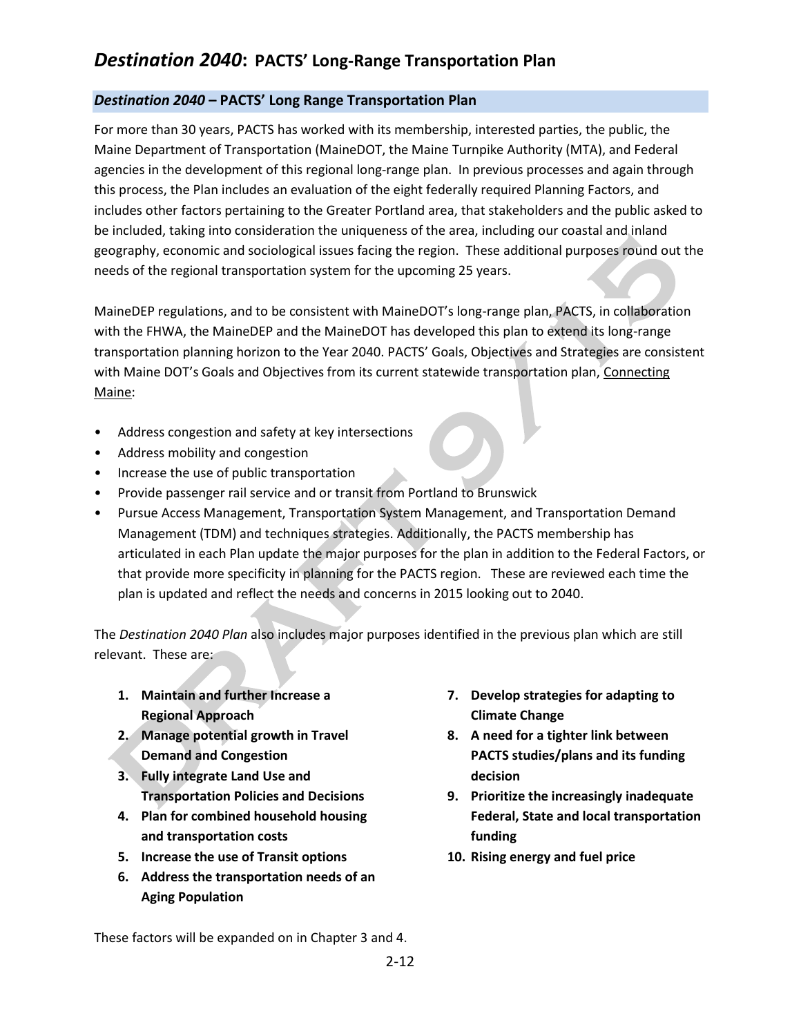# *Destination 2040*: PACTS' Long-Range Transportation Plan

## *Destination 2040* – PACTS' Long Range Transportation Plan

For more than 30 years, PACTS has worked with its membership, interested parties, the public, the Maine Department of Transportation (MaineDOT, the Maine Turnpike Authority (MTA), and Federal agencies in the development of this regional long-range plan. In previous processes and again through this process, the Plan includes an evaluation of the eight federally required Planning Factors, and includes other factors pertaining to the Greater Portland area, that stakeholders and the public asked to be included, taking into consideration the uniqueness of the area, including our coastal and inland geography, economic and sociological issues facing the region. These additional purposes round out the needs of the regional transportation system for the upcoming 25 years.

MaineDEP regulations, and to be consistent with MaineDOT's long-range plan, PACTS, in collaboration with the FHWA, the MaineDEP and the MaineDOT has developed this plan to extend its long-range transportation planning horizon to the Year 2040. PACTS' Goals, Objectives and Strategies are consistent with Maine DOT's Goals and Objectives from its current statewide transportation plan, Connecting Maine:

- Address congestion and safety at key intersections
- Address mobility and congestion
- Increase the use of public transportation
- Provide passenger rail service and or transit from Portland to Brunswick
- Pursue Access Management, Transportation System Management, and Transportation Demand Management (TDM) and techniques strategies. Additionally, the PACTS membership has articulated in each Plan update the major purposes for the plan in addition to the Federal Factors, or that provide more specificity in planning for the PACTS region. These are reviewed each time the plan is updated and reflect the needs and concerns in 2015 looking out to 2040.

The *Destination 2040 Plan* also includes major purposes identified in the previous plan which are still relevant. These are:

1. **Maintain and further Increase a Regional Approach**
2. **Manage potential growth in Travel Demand and Congestion**
3. **Fully integrate Land Use and Transportation Policies and Decisions**
4. **Plan for combined household housing and transportation costs**
5. **Increase the use of Transit options**
6. **Address the transportation needs of an Aging Population**
7. **Develop strategies for adapting to Climate Change**
8. **A need for a tighter link between PACTS studies/plans and its funding decision**
9. **Prioritize the increasingly inadequate Federal, State and local transportation funding**
10. **Rising energy and fuel price**

These factors will be expanded on in Chapter 3 and 4.